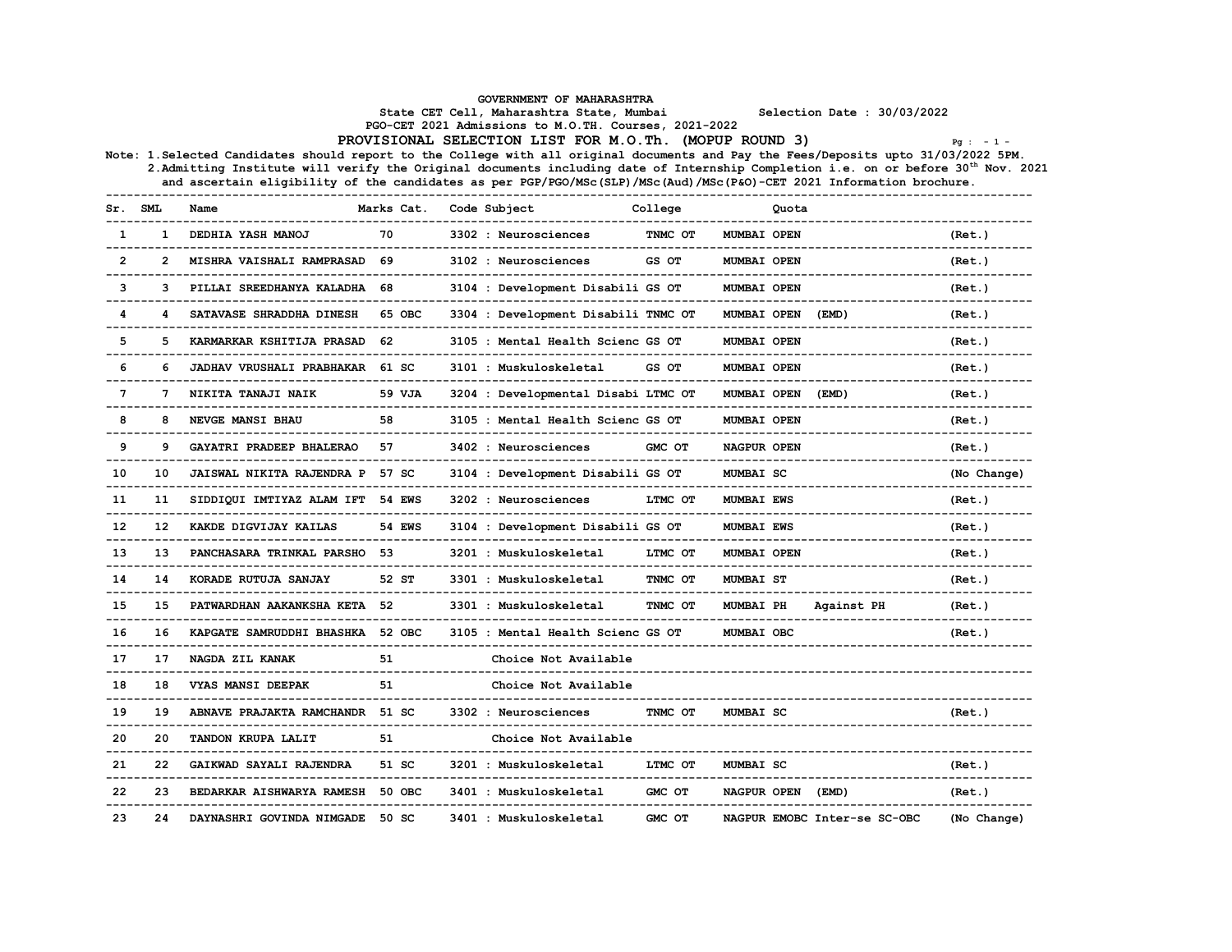# GOVERNMENT OF MAHARASHTRA

State CET Cell, Maharashtra State, Mumbai — Selection Date : 30/03/2022

PGO-CET 2021 Admissions to M.O.TH. Courses, 2021-2022

## PROVISIONAL SELECTION LIST FOR M.O.Th. (MOPUP ROUND 3)

Note: 1.Selected Candidates should report to the College with all original documents and Pay the Fees/Deposits upto 31/03/2022 5PM.
2.Admitting Institute will verify the Original documents including date of Internship Completion i.e. on or before 30th Nov. 2021 and ascertain eligibility of the candidates as per PGP/PGO/MSc(SLP)/MSc(Aud)/MSc(P&O)-CET 2021 Information brochure.

| Sr. | SML | Name | Marks | Cat. | Code Subject | College | Quota | | |
|---|---|---|---|---|---|---|---|---|---|
| 1 | 1 | DEDHIA YASH MANOJ | 70 | | 3302 : Neurosciences | TNMC OT | MUMBAI OPEN | | (Ret.) |
| 2 | 2 | MISHRA VAISHALI RAMPRASAD | 69 | | 3102 : Neurosciences | GS OT | MUMBAI OPEN | | (Ret.) |
| 3 | 3 | PILLAI SREEDHANYA KALADHA | 68 | | 3104 : Development Disabili | GS OT | MUMBAI OPEN | | (Ret.) |
| 4 | 4 | SATAVASE SHRADDHA DINESH | 65 | OBC | 3304 : Development Disabili | TNMC OT | MUMBAI OPEN | (EMD) | (Ret.) |
| 5 | 5 | KARMARKAR KSHITIJA PRASAD | 62 | | 3105 : Mental Health Scienc | GS OT | MUMBAI OPEN | | (Ret.) |
| 6 | 6 | JADHAV VRUSHALI PRABHAKAR | 61 | SC | 3101 : Muskuloskeletal | GS OT | MUMBAI OPEN | | (Ret.) |
| 7 | 7 | NIKITA TANAJI NAIK | 59 | VJA | 3204 : Developmental Disabi | LTMC OT | MUMBAI OPEN | (EMD) | (Ret.) |
| 8 | 8 | NEVGE MANSI BHAU | 58 | | 3105 : Mental Health Scienc | GS OT | MUMBAI OPEN | | (Ret.) |
| 9 | 9 | GAYATRI PRADEEP BHALERAO | 57 | | 3402 : Neurosciences | GMC OT | NAGPUR OPEN | | (Ret.) |
| 10 | 10 | JAISWAL NIKITA RAJENDRA P | 57 | SC | 3104 : Development Disabili | GS OT | MUMBAI SC | | (No Change) |
| 11 | 11 | SIDDIQUI IMTIYAZ ALAM IFT | 54 | EWS | 3202 : Neurosciences | LTMC OT | MUMBAI EWS | | (Ret.) |
| 12 | 12 | KAKDE DIGVIJAY KAILAS | 54 | EWS | 3104 : Development Disabili | GS OT | MUMBAI EWS | | (Ret.) |
| 13 | 13 | PANCHASARA TRINKAL PARSHO | 53 | | 3201 : Muskuloskeletal | LTMC OT | MUMBAI OPEN | | (Ret.) |
| 14 | 14 | KORADE RUTUJA SANJAY | 52 | ST | 3301 : Muskuloskeletal | TNMC OT | MUMBAI ST | | (Ret.) |
| 15 | 15 | PATWARDHAN AAKANKSHA KETA | 52 | | 3301 : Muskuloskeletal | TNMC OT | MUMBAI PH | Against PH | (Ret.) |
| 16 | 16 | KAPGATE SAMRUDDHI BHASHKA | 52 | OBC | 3105 : Mental Health Scienc | GS OT | MUMBAI OBC | | (Ret.) |
| 17 | 17 | NAGDA ZIL KANAK | 51 | | Choice Not Available | | | | |
| 18 | 18 | VYAS MANSI DEEPAK | 51 | | Choice Not Available | | | | |
| 19 | 19 | ABNAVE PRAJAKTA RAMCHANDR | 51 | SC | 3302 : Neurosciences | TNMC OT | MUMBAI SC | | (Ret.) |
| 20 | 20 | TANDON KRUPA LALIT | 51 | | Choice Not Available | | | | |
| 21 | 22 | GAIKWAD SAYALI RAJENDRA | 51 | SC | 3201 : Muskuloskeletal | LTMC OT | MUMBAI SC | | (Ret.) |
| 22 | 23 | BEDARKAR AISHWARYA RAMESH | 50 | OBC | 3401 : Muskuloskeletal | GMC OT | NAGPUR OPEN | (EMD) | (Ret.) |
| 23 | 24 | DAYNASHRI GOVINDA NIMGADE | 50 | SC | 3401 : Muskuloskeletal | GMC OT | NAGPUR EMOBC | Inter-se SC-OBC | (No Change) |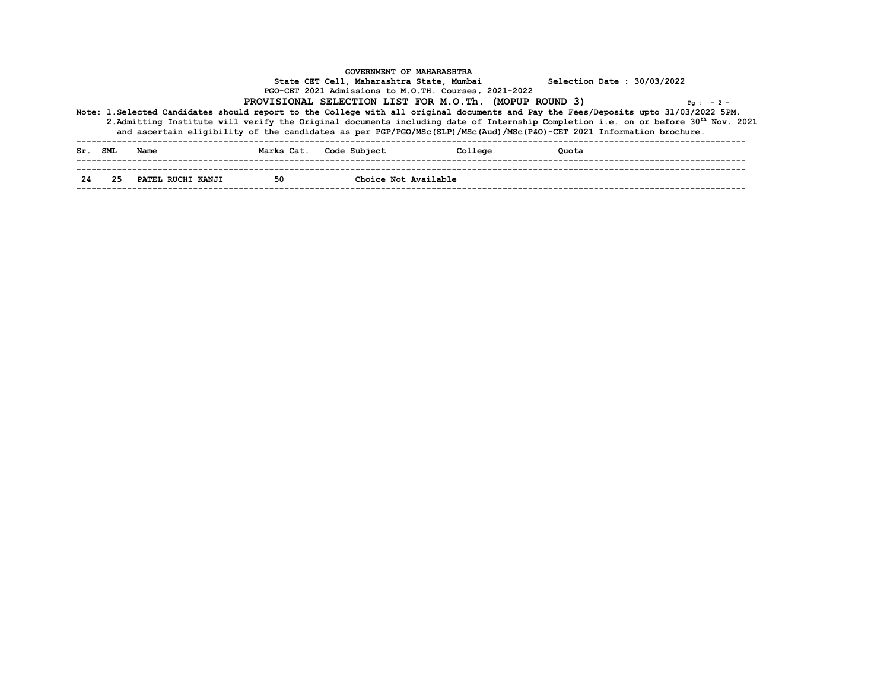GOVERNMENT OF MAHARASHTRA

State CET Cell, Maharashtra State, Mumbai Selection Date : 30/03/2022

PGO-CET 2021 Admissions to M.O.TH. Courses, 2021-2022

## PROVISIONAL SELECTION LIST FOR M.O.Th. (MOPUP ROUND 3)

Note: 1.Selected Candidates should report to the College with all original documents and Pay the Fees/Deposits upto 31/03/2022 5PM.

2.Admitting Institute will verify the Original documents including date of Internship Completion i.e. on or before 30th Nov. 2021 and ascertain eligibility of the candidates as per PGP/PGO/MSc(SLP)/MSc(Aud)/MSc(P&O)-CET 2021 Information brochure.

| Sr. | SML | Name | Marks | Cat. | Code | Subject | College | Quota |
|---|---|---|---|---|---|---|---|---|
| 24 | 25 | PATEL RUCHI KANJI | 50 | | | Choice Not Available | | |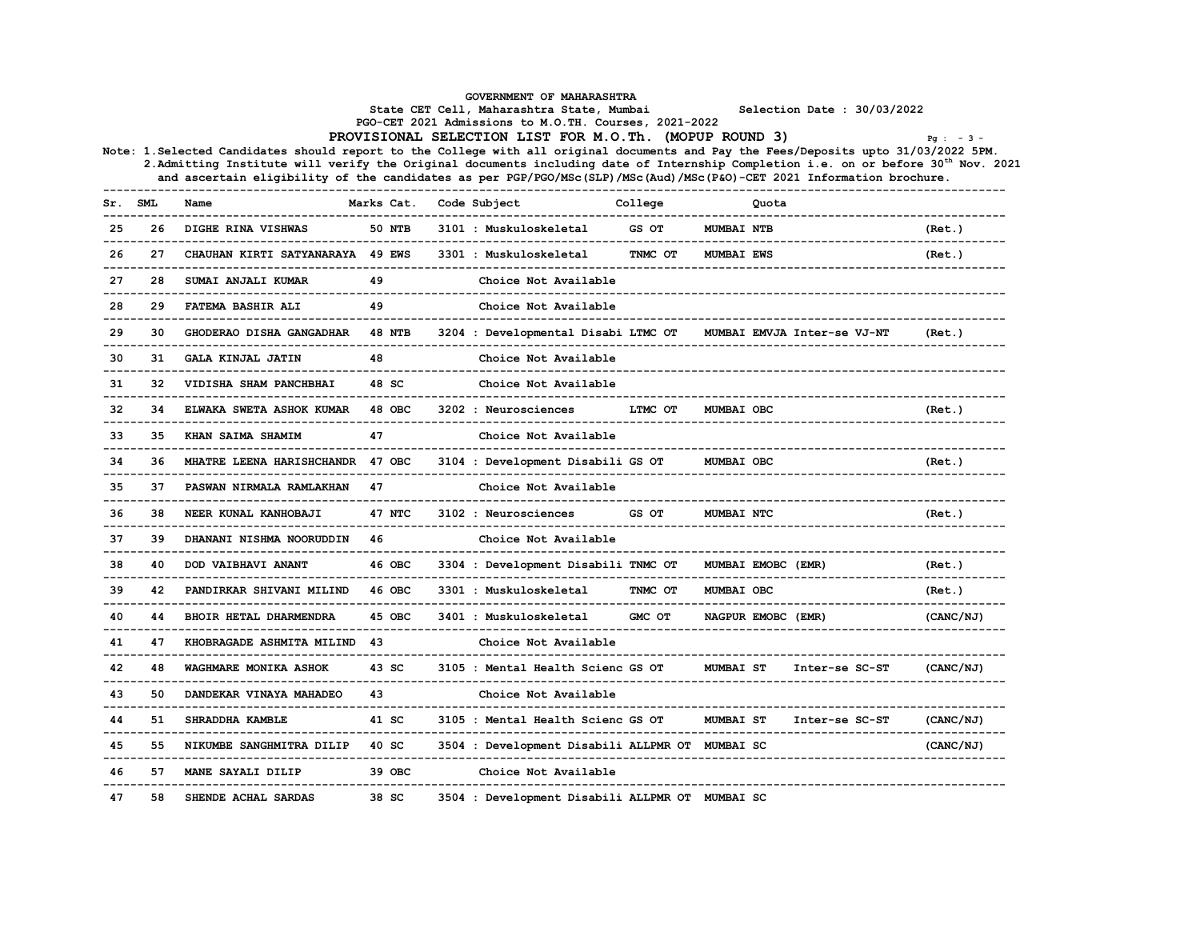GOVERNMENT OF MAHARASHTRA

State CET Cell, Maharashtra State, Mumbai Selection Date : 30/03/2022

PGO-CET 2021 Admissions to M.O.TH. Courses, 2021-2022

## PROVISIONAL SELECTION LIST FOR M.O.Th. (MOPUP ROUND 3)

Note: 1.Selected Candidates should report to the College with all original documents and Pay the Fees/Deposits upto 31/03/2022 5PM.
2.Admitting Institute will verify the Original documents including date of Internship Completion i.e. on or before 30th Nov. 2021 and ascertain eligibility of the candidates as per PGP/PGO/MSc(SLP)/MSc(Aud)/MSc(P&O)-CET 2021 Information brochure.

| Sr. | SML | Name | Marks | Cat. | Code Subject | College | Quota | | |
|---|---|---|---|---|---|---|---|---|---|
| 25 | 26 | DIGHE RINA VISHWAS | 50 | NTB | 3101 : Muskuloskeletal | GS OT | MUMBAI NTB | | (Ret.) |
| 26 | 27 | CHAUHAN KIRTI SATYANARAYA | 49 | EWS | 3301 : Muskuloskeletal | TNMC OT | MUMBAI EWS | | (Ret.) |
| 27 | 28 | SUMAI ANJALI KUMAR | 49 | | Choice Not Available | | | | |
| 28 | 29 | FATEMA BASHIR ALI | 49 | | Choice Not Available | | | | |
| 29 | 30 | GHODERAO DISHA GANGADHAR | 48 | NTB | 3204 : Developmental Disabi | LTMC OT | MUMBAI EMVJA | Inter-se VJ-NT | (Ret.) |
| 30 | 31 | GALA KINJAL JATIN | 48 | | Choice Not Available | | | | |
| 31 | 32 | VIDISHA SHAM PANCHBHAI | 48 | SC | Choice Not Available | | | | |
| 32 | 34 | ELWAKA SWETA ASHOK KUMAR | 48 | OBC | 3202 : Neurosciences | LTMC OT | MUMBAI OBC | | (Ret.) |
| 33 | 35 | KHAN SAIMA SHAMIM | 47 | | Choice Not Available | | | | |
| 34 | 36 | MHATRE LEENA HARISHCHANDR | 47 | OBC | 3104 : Development Disabili | GS OT | MUMBAI OBC | | (Ret.) |
| 35 | 37 | PASWAN NIRMALA RAMLAKHAN | 47 | | Choice Not Available | | | | |
| 36 | 38 | NEER KUNAL KANHOBAJI | 47 | NTC | 3102 : Neurosciences | GS OT | MUMBAI NTC | | (Ret.) |
| 37 | 39 | DHANANI NISHMA NOORUDDIN | 46 | | Choice Not Available | | | | |
| 38 | 40 | DOD VAIBHAVI ANANT | 46 | OBC | 3304 : Development Disabili | TNMC OT | MUMBAI EMOBC (EMR) | | (Ret.) |
| 39 | 42 | PANDIRKAR SHIVANI MILIND | 46 | OBC | 3301 : Muskuloskeletal | TNMC OT | MUMBAI OBC | | (Ret.) |
| 40 | 44 | BHOIR HETAL DHARMENDRA | 45 | OBC | 3401 : Muskuloskeletal | GMC OT | NAGPUR EMOBC (EMR) | | (CANC/NJ) |
| 41 | 47 | KHOBRAGADE ASHMITA MILIND | 43 | | Choice Not Available | | | | |
| 42 | 48 | WAGHMARE MONIKA ASHOK | 43 | SC | 3105 : Mental Health Scienc | GS OT | MUMBAI ST | Inter-se SC-ST | (CANC/NJ) |
| 43 | 50 | DANDEKAR VINAYA MAHADEO | 43 | | Choice Not Available | | | | |
| 44 | 51 | SHRADDHA KAMBLE | 41 | SC | 3105 : Mental Health Scienc | GS OT | MUMBAI ST | Inter-se SC-ST | (CANC/NJ) |
| 45 | 55 | NIKUMBE SANGHMITRA DILIP | 40 | SC | 3504 : Development Disabili | ALLPMR OT | MUMBAI SC | | (CANC/NJ) |
| 46 | 57 | MANE SAYALI DILIP | 39 | OBC | Choice Not Available | | | | |
| 47 | 58 | SHENDE ACHAL SARDAS | 38 | SC | 3504 : Development Disabili | ALLPMR OT | MUMBAI SC | | |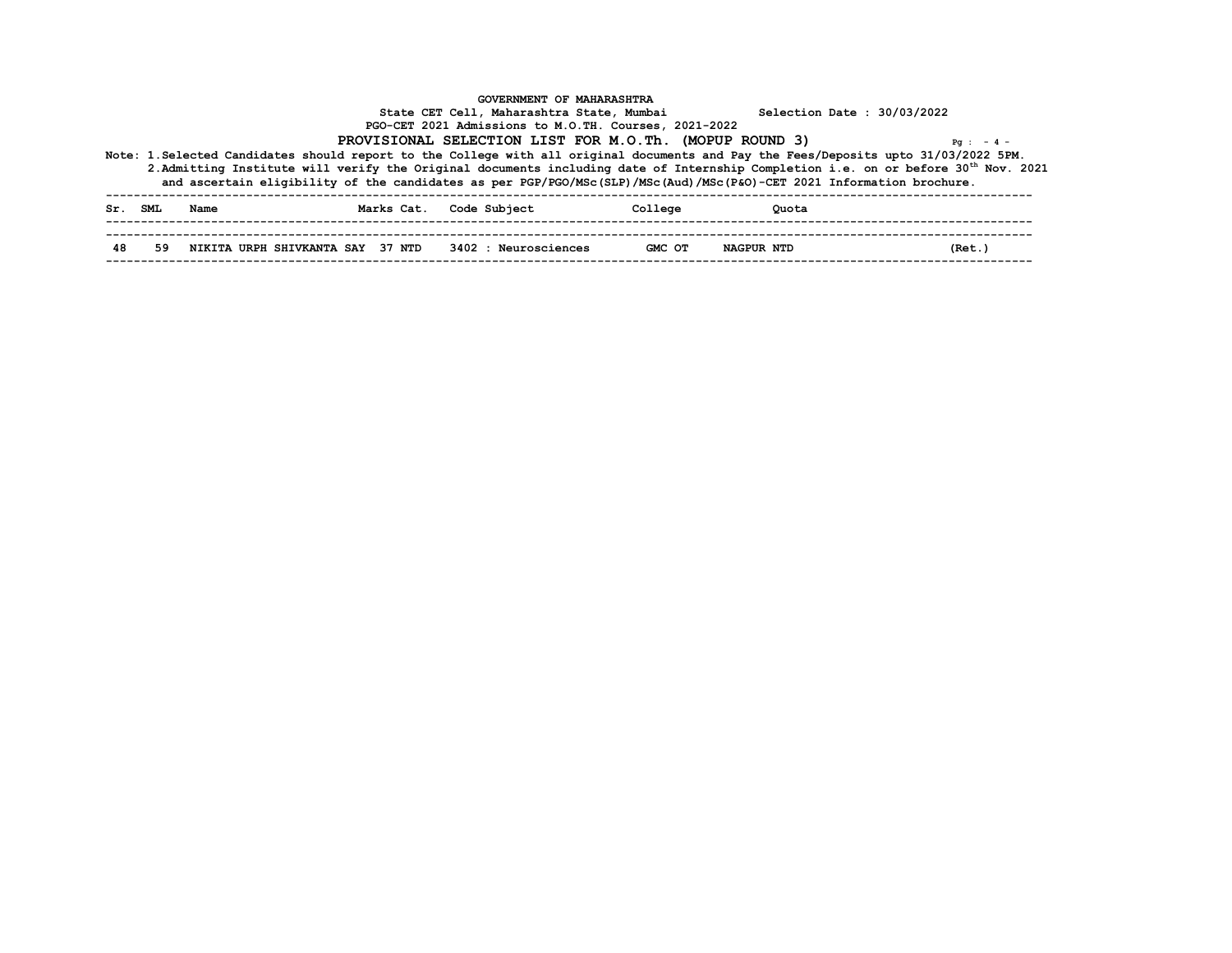GOVERNMENT OF MAHARASHTRA

State CET Cell, Maharashtra State, Mumbai     Selection Date : 30/03/2022

PGO-CET 2021 Admissions to M.O.TH. Courses, 2021-2022

**PROVISIONAL SELECTION LIST FOR M.O.Th. (MOPUP ROUND 3)**

Note: 1.Selected Candidates should report to the College with all original documents and Pay the Fees/Deposits upto 31/03/2022 5PM.
2.Admitting Institute will verify the Original documents including date of Internship Completion i.e. on or before 30th Nov. 2021 and ascertain eligibility of the candidates as per PGP/PGO/MSc(SLP)/MSc(Aud)/MSc(P&O)-CET 2021 Information brochure.

| Sr. | SML | Name | Marks | Cat. | Code Subject | College | Quota | |
|---|---|---|---|---|---|---|---|---|
| 48 | 59 | NIKITA URPH SHIVKANTA SAY | 37 | NTD | 3402 : Neurosciences | GMC OT | NAGPUR NTD | (Ret.) |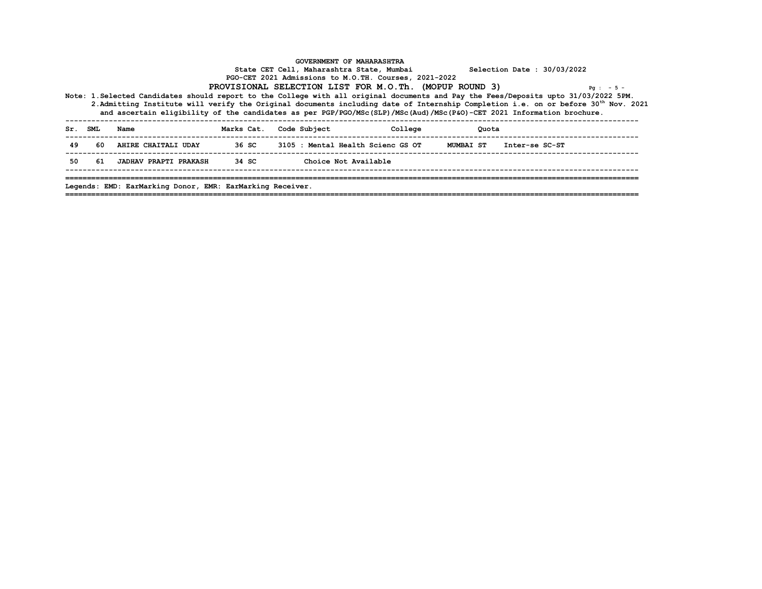GOVERNMENT OF MAHARASHTRA

State CET Cell, Maharashtra State, Mumbai — Selection Date : 30/03/2022

PGO-CET 2021 Admissions to M.O.TH. Courses, 2021-2022

## PROVISIONAL SELECTION LIST FOR M.O.Th. (MOPUP ROUND 3)

Note: 1.Selected Candidates should report to the College with all original documents and Pay the Fees/Deposits upto 31/03/2022 5PM.

2.Admitting Institute will verify the Original documents including date of Internship Completion i.e. on or before 30th Nov. 2021 and ascertain eligibility of the candidates as per PGP/PGO/MSc(SLP)/MSc(Aud)/MSc(P&O)-CET 2021 Information brochure.

| Sr. | SML | Name | Marks | Cat. | Code Subject | College | Quota |
|---|---|---|---|---|---|---|---|
| 49 | 60 | AHIRE CHAITALI UDAY | 36 | SC | 3105 : Mental Health Scienc | GS OT MUMBAI ST | Inter-se SC-ST |
| 50 | 61 | JADHAV PRAPTI PRAKASH | 34 | SC | Choice Not Available | | |

Legends: EMD: EarMarking Donor, EMR: EarMarking Receiver.